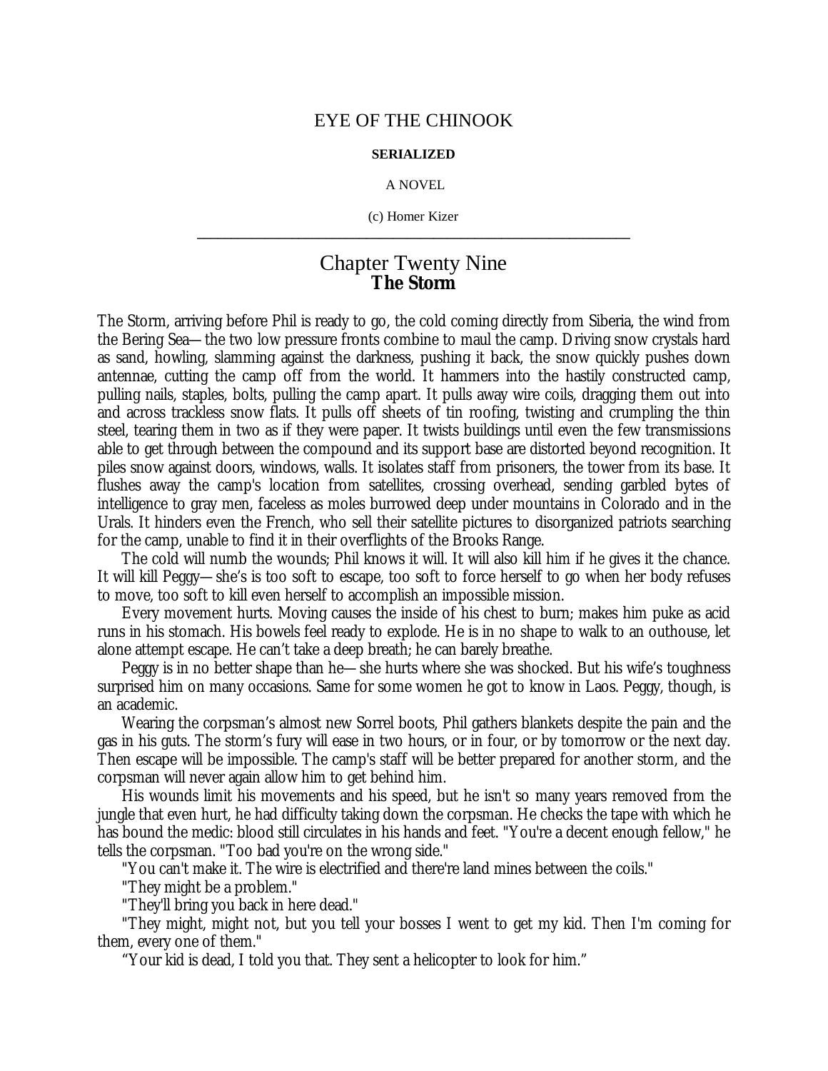# EYE OF THE CHINOOK

**SERIALIZED**

A NOVEL

(c) Homer Kizer

---

## Chapter Twenty Nine
## The Storm

The Storm, arriving before Phil is ready to go, the cold coming directly from Siberia, the wind from the Bering Sea—the two low pressure fronts combine to maul the camp. Driving snow crystals hard as sand, howling, slamming against the darkness, pushing it back, the snow quickly pushes down antennae, cutting the camp off from the world. It hammers into the hastily constructed camp, pulling nails, staples, bolts, pulling the camp apart. It pulls away wire coils, dragging them out into and across trackless snow flats. It pulls off sheets of tin roofing, twisting and crumpling the thin steel, tearing them in two as if they were paper. It twists buildings until even the few transmissions able to get through between the compound and its support base are distorted beyond recognition. It piles snow against doors, windows, walls. It isolates staff from prisoners, the tower from its base. It flushes away the camp's location from satellites, crossing overhead, sending garbled bytes of intelligence to gray men, faceless as moles burrowed deep under mountains in Colorado and in the Urals. It hinders even the French, who sell their satellite pictures to disorganized patriots searching for the camp, unable to find it in their overflights of the Brooks Range.

The cold will numb the wounds; Phil knows it will. It will also kill him if he gives it the chance. It will kill Peggy—she's is too soft to escape, too soft to force herself to go when her body refuses to move, too soft to kill even herself to accomplish an impossible mission.

Every movement hurts. Moving causes the inside of his chest to burn; makes him puke as acid runs in his stomach. His bowels feel ready to explode. He is in no shape to walk to an outhouse, let alone attempt escape. He can't take a deep breath; he can barely breathe.

Peggy is in no better shape than he—she hurts where she was shocked. But his wife's toughness surprised him on many occasions. Same for some women he got to know in Laos. Peggy, though, is an academic.

Wearing the corpsman's almost new Sorrel boots, Phil gathers blankets despite the pain and the gas in his guts. The storm's fury will ease in two hours, or in four, or by tomorrow or the next day. Then escape will be impossible. The camp's staff will be better prepared for another storm, and the corpsman will never again allow him to get behind him.

His wounds limit his movements and his speed, but he isn't so many years removed from the jungle that even hurt, he had difficulty taking down the corpsman. He checks the tape with which he has bound the medic: blood still circulates in his hands and feet. "You're a decent enough fellow," he tells the corpsman. "Too bad you're on the wrong side."

"You can't make it. The wire is electrified and there're land mines between the coils."

"They might be a problem."

"They'll bring you back in here dead."

"They might, might not, but you tell your bosses I went to get my kid. Then I'm coming for them, every one of them."

"Your kid is dead, I told you that. They sent a helicopter to look for him."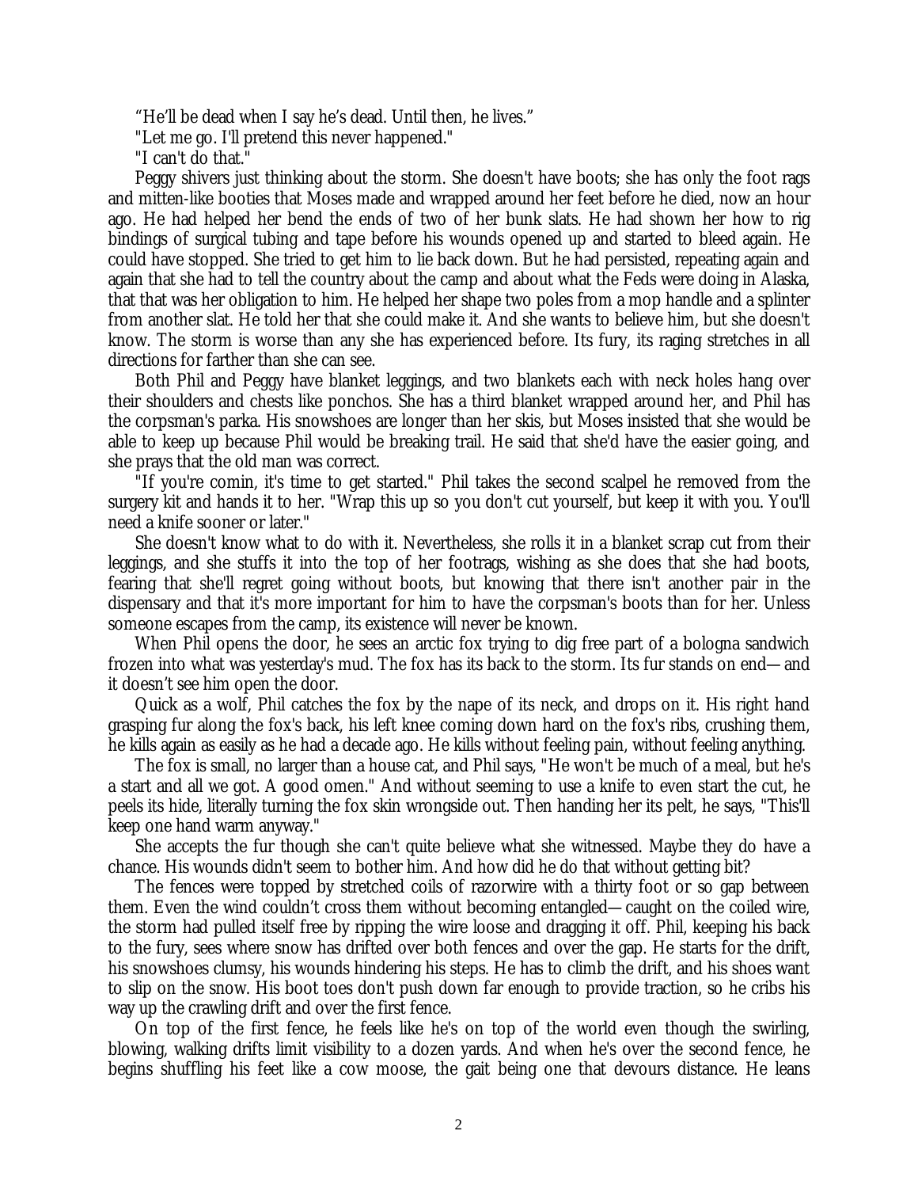"He'll be dead when I say he's dead. Until then, he lives."

"Let me go. I'll pretend this never happened."

"I can't do that."

Peggy shivers just thinking about the storm. She doesn't have boots; she has only the foot rags and mitten-like booties that Moses made and wrapped around her feet before he died, now an hour ago. He had helped her bend the ends of two of her bunk slats. He had shown her how to rig bindings of surgical tubing and tape before his wounds opened up and started to bleed again. He could have stopped. She tried to get him to lie back down. But he had persisted, repeating again and again that she had to tell the country about the camp and about what the Feds were doing in Alaska, that that was her obligation to him. He helped her shape two poles from a mop handle and a splinter from another slat. He told her that she could make it. And she wants to believe him, but she doesn't know. The storm is worse than any she has experienced before. Its fury, its raging stretches in all directions for farther than she can see.

Both Phil and Peggy have blanket leggings, and two blankets each with neck holes hang over their shoulders and chests like ponchos. She has a third blanket wrapped around her, and Phil has the corpsman's parka. His snowshoes are longer than her skis, but Moses insisted that she would be able to keep up because Phil would be breaking trail. He said that she'd have the easier going, and she prays that the old man was correct.

"If you're comin, it's time to get started." Phil takes the second scalpel he removed from the surgery kit and hands it to her. "Wrap this up so you don't cut yourself, but keep it with you. You'll need a knife sooner or later."

She doesn't know what to do with it. Nevertheless, she rolls it in a blanket scrap cut from their leggings, and she stuffs it into the top of her footrags, wishing as she does that she had boots, fearing that she'll regret going without boots, but knowing that there isn't another pair in the dispensary and that it's more important for him to have the corpsman's boots than for her. Unless someone escapes from the camp, its existence will never be known.

When Phil opens the door, he sees an arctic fox trying to dig free part of a bologna sandwich frozen into what was yesterday's mud. The fox has its back to the storm. Its fur stands on end—and it doesn't see him open the door.

Quick as a wolf, Phil catches the fox by the nape of its neck, and drops on it. His right hand grasping fur along the fox's back, his left knee coming down hard on the fox's ribs, crushing them, he kills again as easily as he had a decade ago. He kills without feeling pain, without feeling anything.

The fox is small, no larger than a house cat, and Phil says, "He won't be much of a meal, but he's a start and all we got. A good omen." And without seeming to use a knife to even start the cut, he peels its hide, literally turning the fox skin wrongside out. Then handing her its pelt, he says, "This'll keep one hand warm anyway."

She accepts the fur though she can't quite believe what she witnessed. Maybe they do have a chance. His wounds didn't seem to bother him. And how did he do that without getting bit?

The fences were topped by stretched coils of razorwire with a thirty foot or so gap between them. Even the wind couldn't cross them without becoming entangled—caught on the coiled wire, the storm had pulled itself free by ripping the wire loose and dragging it off. Phil, keeping his back to the fury, sees where snow has drifted over both fences and over the gap. He starts for the drift, his snowshoes clumsy, his wounds hindering his steps. He has to climb the drift, and his shoes want to slip on the snow. His boot toes don't push down far enough to provide traction, so he cribs his way up the crawling drift and over the first fence.

On top of the first fence, he feels like he's on top of the world even though the swirling, blowing, walking drifts limit visibility to a dozen yards. And when he's over the second fence, he begins shuffling his feet like a cow moose, the gait being one that devours distance. He leans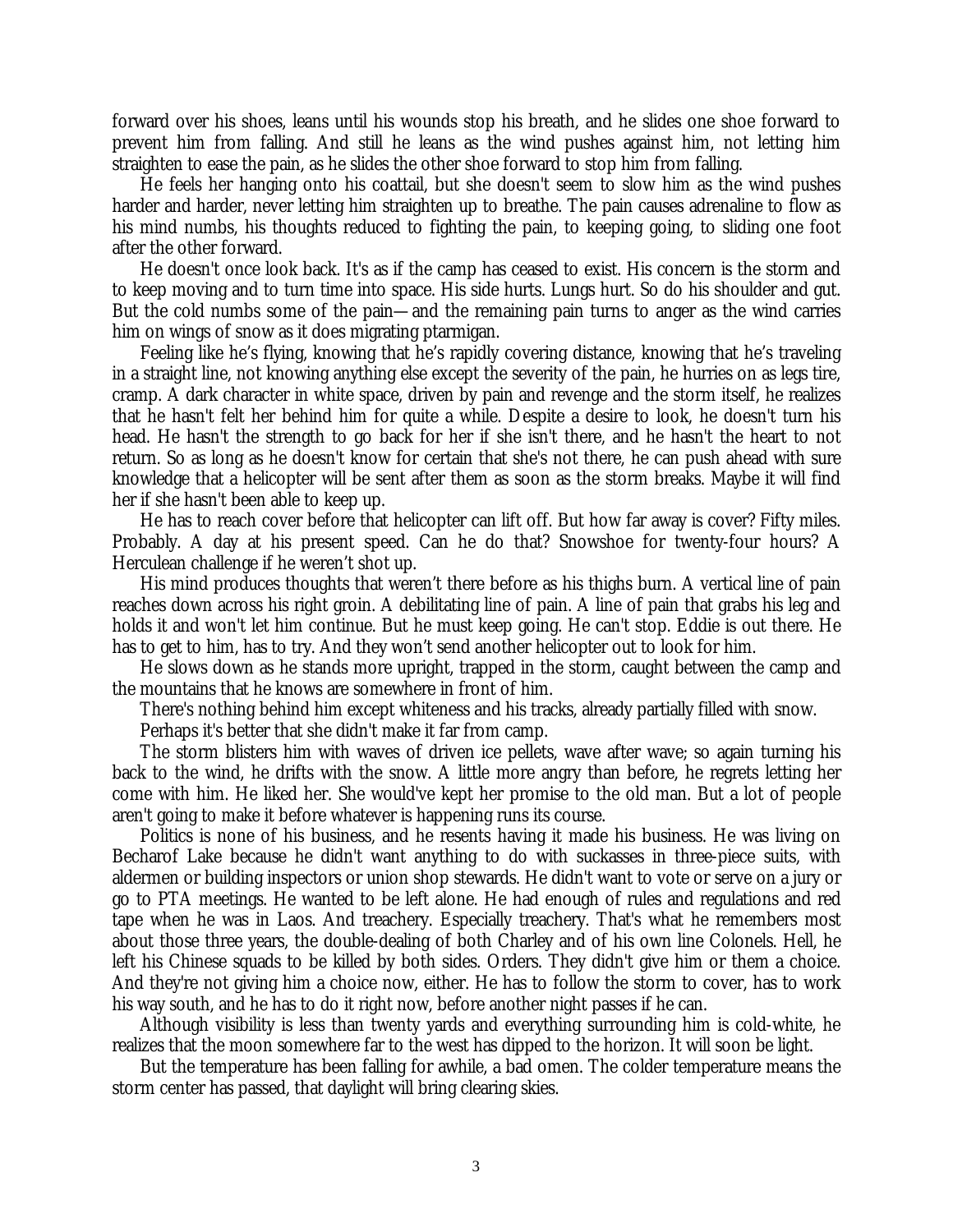forward over his shoes, leans until his wounds stop his breath, and he slides one shoe forward to prevent him from falling. And still he leans as the wind pushes against him, not letting him straighten to ease the pain, as he slides the other shoe forward to stop him from falling.

He feels her hanging onto his coattail, but she doesn't seem to slow him as the wind pushes harder and harder, never letting him straighten up to breathe. The pain causes adrenaline to flow as his mind numbs, his thoughts reduced to fighting the pain, to keeping going, to sliding one foot after the other forward.

He doesn't once look back. It's as if the camp has ceased to exist. His concern is the storm and to keep moving and to turn time into space. His side hurts. Lungs hurt. So do his shoulder and gut. But the cold numbs some of the pain—and the remaining pain turns to anger as the wind carries him on wings of snow as it does migrating ptarmigan.

Feeling like he's flying, knowing that he's rapidly covering distance, knowing that he's traveling in a straight line, not knowing anything else except the severity of the pain, he hurries on as legs tire, cramp. A dark character in white space, driven by pain and revenge and the storm itself, he realizes that he hasn't felt her behind him for quite a while. Despite a desire to look, he doesn't turn his head. He hasn't the strength to go back for her if she isn't there, and he hasn't the heart to not return. So as long as he doesn't know for certain that she's not there, he can push ahead with sure knowledge that a helicopter will be sent after them as soon as the storm breaks. Maybe it will find her if she hasn't been able to keep up.

He has to reach cover before that helicopter can lift off. But how far away is cover? Fifty miles. Probably. A day at his present speed. Can he do that? Snowshoe for twenty-four hours? A Herculean challenge if he weren't shot up.

His mind produces thoughts that weren't there before as his thighs burn. A vertical line of pain reaches down across his right groin. A debilitating line of pain. A line of pain that grabs his leg and holds it and won't let him continue. But he must keep going. He can't stop. Eddie is out there. He has to get to him, has to try. And they won't send another helicopter out to look for him.

He slows down as he stands more upright, trapped in the storm, caught between the camp and the mountains that he knows are somewhere in front of him.

There's nothing behind him except whiteness and his tracks, already partially filled with snow.

Perhaps it's better that she didn't make it far from camp.

The storm blisters him with waves of driven ice pellets, wave after wave; so again turning his back to the wind, he drifts with the snow. A little more angry than before, he regrets letting her come with him. He liked her. She would've kept her promise to the old man. But a lot of people aren't going to make it before whatever is happening runs its course.

Politics is none of his business, and he resents having it made his business. He was living on Becharof Lake because he didn't want anything to do with suckasses in three-piece suits, with aldermen or building inspectors or union shop stewards. He didn't want to vote or serve on a jury or go to PTA meetings. He wanted to be left alone. He had enough of rules and regulations and red tape when he was in Laos. And treachery. Especially treachery. That's what he remembers most about those three years, the double-dealing of both Charley and of his own line Colonels. Hell, he left his Chinese squads to be killed by both sides. Orders. They didn't give him or them a choice. And they're not giving him a choice now, either. He has to follow the storm to cover, has to work his way south, and he has to do it right now, before another night passes if he can.

Although visibility is less than twenty yards and everything surrounding him is cold-white, he realizes that the moon somewhere far to the west has dipped to the horizon. It will soon be light.

But the temperature has been falling for awhile, a bad omen. The colder temperature means the storm center has passed, that daylight will bring clearing skies.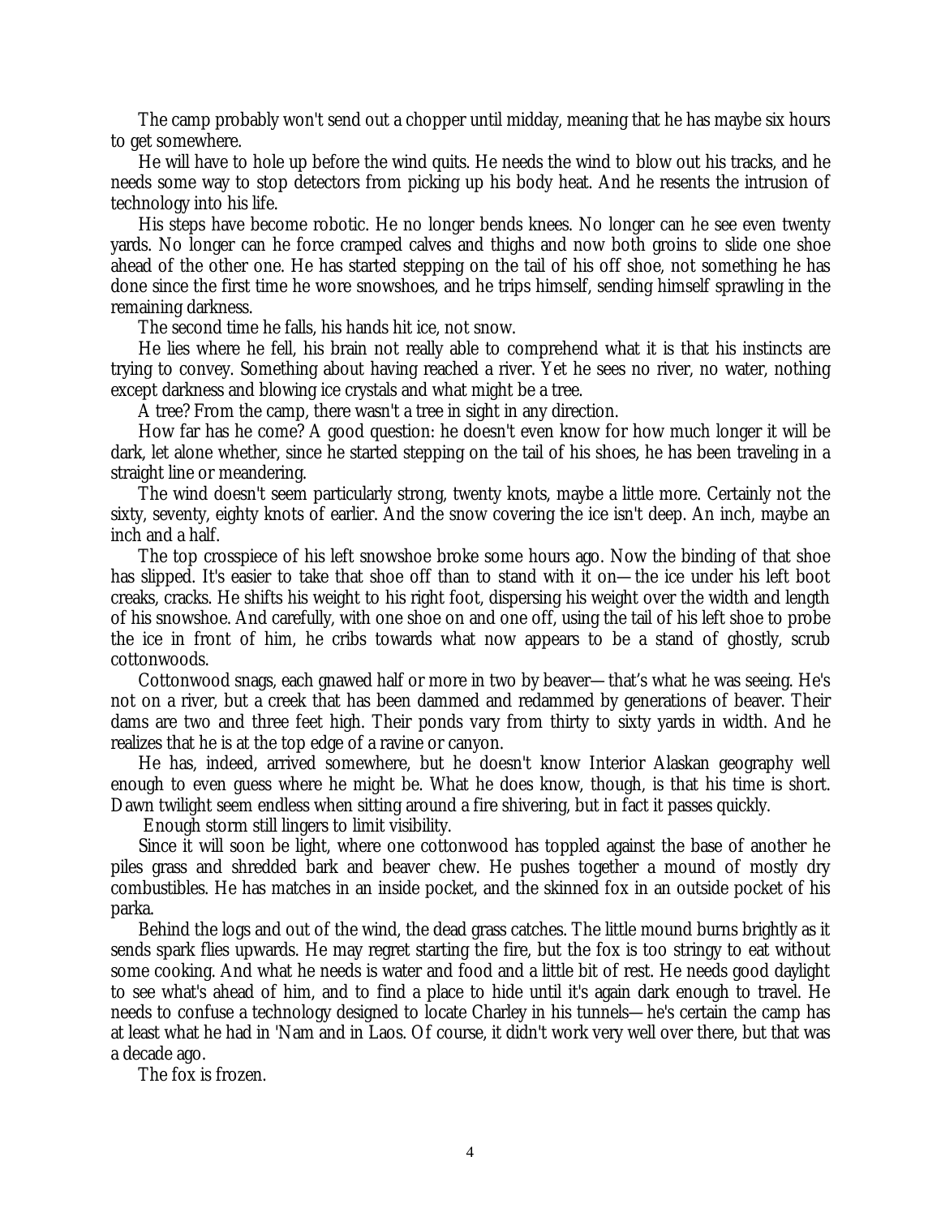The camp probably won't send out a chopper until midday, meaning that he has maybe six hours to get somewhere.

He will have to hole up before the wind quits. He needs the wind to blow out his tracks, and he needs some way to stop detectors from picking up his body heat. And he resents the intrusion of technology into his life.

His steps have become robotic. He no longer bends knees. No longer can he see even twenty yards. No longer can he force cramped calves and thighs and now both groins to slide one shoe ahead of the other one. He has started stepping on the tail of his off shoe, not something he has done since the first time he wore snowshoes, and he trips himself, sending himself sprawling in the remaining darkness.

The second time he falls, his hands hit ice, not snow.

He lies where he fell, his brain not really able to comprehend what it is that his instincts are trying to convey. Something about having reached a river. Yet he sees no river, no water, nothing except darkness and blowing ice crystals and what might be a tree.

A tree? From the camp, there wasn't a tree in sight in any direction.

How far has he come? A good question: he doesn't even know for how much longer it will be dark, let alone whether, since he started stepping on the tail of his shoes, he has been traveling in a straight line or meandering.

The wind doesn't seem particularly strong, twenty knots, maybe a little more. Certainly not the sixty, seventy, eighty knots of earlier. And the snow covering the ice isn't deep. An inch, maybe an inch and a half.

The top crosspiece of his left snowshoe broke some hours ago. Now the binding of that shoe has slipped. It's easier to take that shoe off than to stand with it on—the ice under his left boot creaks, cracks. He shifts his weight to his right foot, dispersing his weight over the width and length of his snowshoe. And carefully, with one shoe on and one off, using the tail of his left shoe to probe the ice in front of him, he cribs towards what now appears to be a stand of ghostly, scrub cottonwoods.

Cottonwood snags, each gnawed half or more in two by beaver—that's what he was seeing. He's not on a river, but a creek that has been dammed and redammed by generations of beaver. Their dams are two and three feet high. Their ponds vary from thirty to sixty yards in width. And he realizes that he is at the top edge of a ravine or canyon.

He has, indeed, arrived somewhere, but he doesn't know Interior Alaskan geography well enough to even guess where he might be. What he does know, though, is that his time is short. Dawn twilight seem endless when sitting around a fire shivering, but in fact it passes quickly.

Enough storm still lingers to limit visibility.

Since it will soon be light, where one cottonwood has toppled against the base of another he piles grass and shredded bark and beaver chew. He pushes together a mound of mostly dry combustibles. He has matches in an inside pocket, and the skinned fox in an outside pocket of his parka.

Behind the logs and out of the wind, the dead grass catches. The little mound burns brightly as it sends spark flies upwards. He may regret starting the fire, but the fox is too stringy to eat without some cooking. And what he needs is water and food and a little bit of rest. He needs good daylight to see what's ahead of him, and to find a place to hide until it's again dark enough to travel. He needs to confuse a technology designed to locate Charley in his tunnels—he's certain the camp has at least what he had in 'Nam and in Laos. Of course, it didn't work very well over there, but that was a decade ago.

The fox is frozen.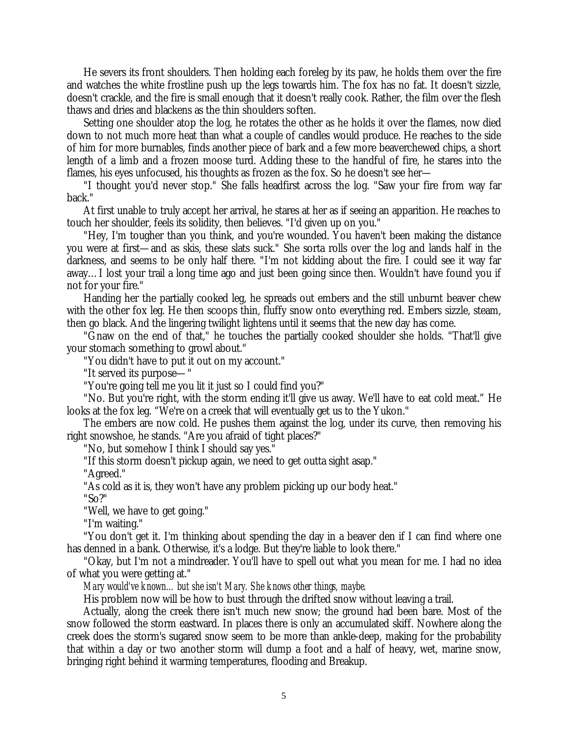He severs its front shoulders. Then holding each foreleg by its paw, he holds them over the fire and watches the white frostline push up the legs towards him. The fox has no fat. It doesn't sizzle, doesn't crackle, and the fire is small enough that it doesn't really cook. Rather, the film over the flesh thaws and dries and blackens as the thin shoulders soften.

Setting one shoulder atop the log, he rotates the other as he holds it over the flames, now died down to not much more heat than what a couple of candles would produce. He reaches to the side of him for more burnables, finds another piece of bark and a few more beaverchewed chips, a short length of a limb and a frozen moose turd. Adding these to the handful of fire, he stares into the flames, his eyes unfocused, his thoughts as frozen as the fox. So he doesn't see her—

"I thought you'd never stop." She falls headfirst across the log. "Saw your fire from way far back."

At first unable to truly accept her arrival, he stares at her as if seeing an apparition. He reaches to touch her shoulder, feels its solidity, then believes. "I'd given up on you."

"Hey, I'm tougher than you think, and you're wounded. You haven't been making the distance you were at first—and as skis, these slats suck." She sorta rolls over the log and lands half in the darkness, and seems to be only half there. "I'm not kidding about the fire. I could see it way far away… I lost your trail a long time ago and just been going since then. Wouldn't have found you if not for your fire."

Handing her the partially cooked leg, he spreads out embers and the still unburnt beaver chew with the other fox leg. He then scoops thin, fluffy snow onto everything red. Embers sizzle, steam, then go black. And the lingering twilight lightens until it seems that the new day has come.

"Gnaw on the end of that," he touches the partially cooked shoulder she holds. "That'll give your stomach something to growl about."

"You didn't have to put it out on my account."

"It served its purpose— "

"You're going tell me you lit it just so I could find you?"

"No. But you're right, with the storm ending it'll give us away. We'll have to eat cold meat." He looks at the fox leg. "We're on a creek that will eventually get us to the Yukon."

The embers are now cold. He pushes them against the log, under its curve, then removing his right snowshoe, he stands. "Are you afraid of tight places?"

"No, but somehow I think I should say yes."

"If this storm doesn't pickup again, we need to get outta sight asap."

"Agreed."

"As cold as it is, they won't have any problem picking up our body heat."

"So?"

"Well, we have to get going."

"I'm waiting."

"You don't get it. I'm thinking about spending the day in a beaver den if I can find where one has denned in a bank. Otherwise, it's a lodge. But they're liable to look there."

"Okay, but I'm not a mindreader. You'll have to spell out what you mean for me. I had no idea of what you were getting at."

*Mary would've known… but she isn't Mary. She knows other things, maybe.*

His problem now will be how to bust through the drifted snow without leaving a trail.

Actually, along the creek there isn't much new snow; the ground had been bare. Most of the snow followed the storm eastward. In places there is only an accumulated skiff. Nowhere along the creek does the storm's sugared snow seem to be more than ankle-deep, making for the probability that within a day or two another storm will dump a foot and a half of heavy, wet, marine snow, bringing right behind it warming temperatures, flooding and Breakup.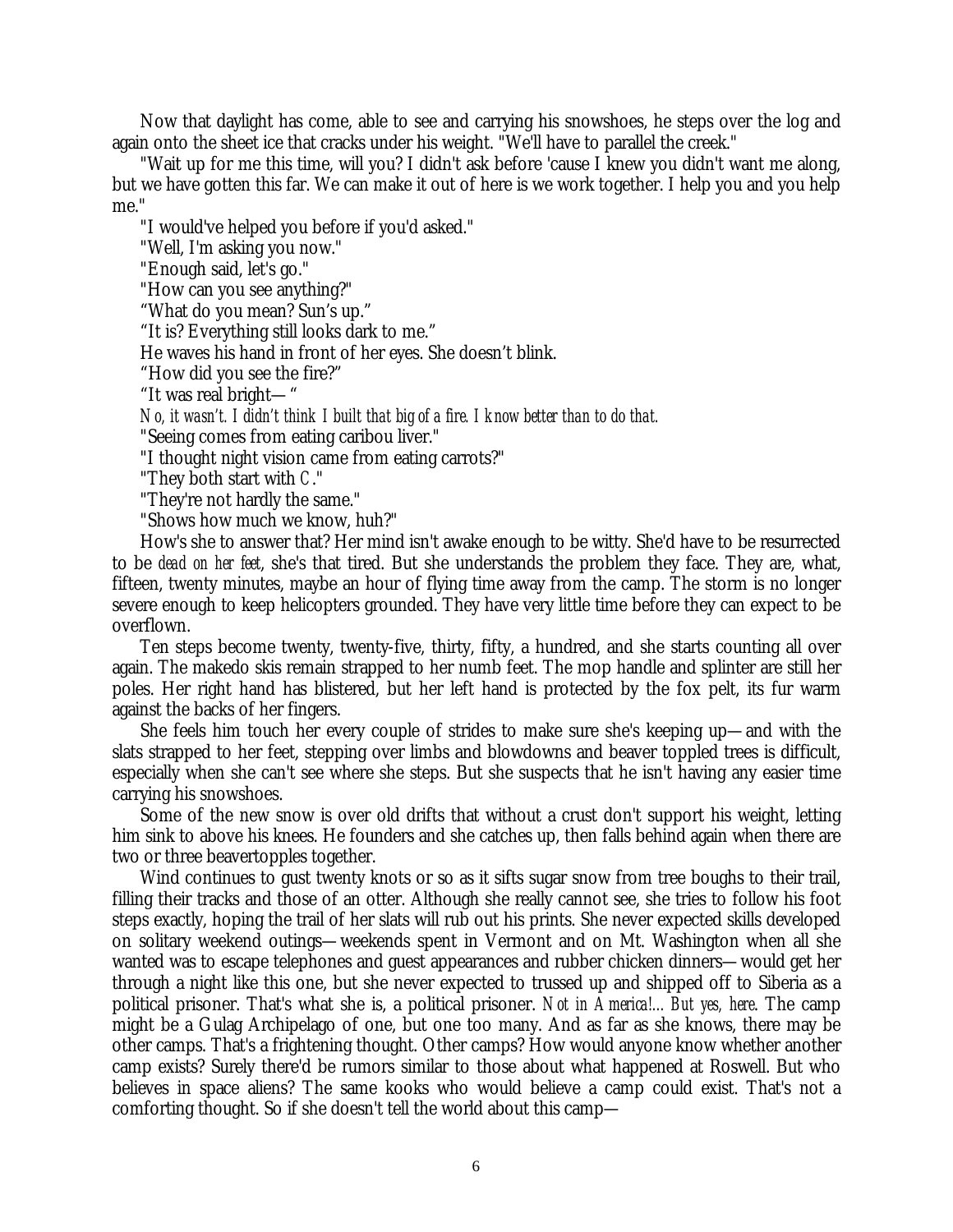Now that daylight has come, able to see and carrying his snowshoes, he steps over the log and again onto the sheet ice that cracks under his weight. "We'll have to parallel the creek."

"Wait up for me this time, will you? I didn't ask before 'cause I knew you didn't want me along, but we have gotten this far. We can make it out of here is we work together. I help you and you help me."

"I would've helped you before if you'd asked."

"Well, I'm asking you now."

"Enough said, let's go."

"How can you see anything?"

"What do you mean? Sun's up."

"It is? Everything still looks dark to me."

He waves his hand in front of her eyes. She doesn't blink.

"How did you see the fire?"

"It was real bright— "

*No, it wasn't. I didn't think I built that big of a fire. I know better than to do that.*

"Seeing comes from eating caribou liver."

"I thought night vision came from eating carrots?"

"They both start with *C*."

"They're not hardly the same."

"Shows how much we know, huh?"

How's she to answer that? Her mind isn't awake enough to be witty. She'd have to be resurrected to be *dead on her feet*, she's that tired. But she understands the problem they face. They are, what, fifteen, twenty minutes, maybe an hour of flying time away from the camp. The storm is no longer severe enough to keep helicopters grounded. They have very little time before they can expect to be overflown.

Ten steps become twenty, twenty-five, thirty, fifty, a hundred, and she starts counting all over again. The makedo skis remain strapped to her numb feet. The mop handle and splinter are still her poles. Her right hand has blistered, but her left hand is protected by the fox pelt, its fur warm against the backs of her fingers.

She feels him touch her every couple of strides to make sure she's keeping up—and with the slats strapped to her feet, stepping over limbs and blowdowns and beaver toppled trees is difficult, especially when she can't see where she steps. But she suspects that he isn't having any easier time carrying his snowshoes.

Some of the new snow is over old drifts that without a crust don't support his weight, letting him sink to above his knees. He founders and she catches up, then falls behind again when there are two or three beavertopples together.

Wind continues to gust twenty knots or so as it sifts sugar snow from tree boughs to their trail, filling their tracks and those of an otter. Although she really cannot see, she tries to follow his foot steps exactly, hoping the trail of her slats will rub out his prints. She never expected skills developed on solitary weekend outings—weekends spent in Vermont and on Mt. Washington when all she wanted was to escape telephones and guest appearances and rubber chicken dinners—would get her through a night like this one, but she never expected to trussed up and shipped off to Siberia as a political prisoner. That's what she is, a political prisoner. *Not in America!... But yes, here*. The camp might be a Gulag Archipelago of one, but one too many. And as far as she knows, there may be other camps. That's a frightening thought. Other camps? How would anyone know whether another camp exists? Surely there'd be rumors similar to those about what happened at Roswell. But who believes in space aliens? The same kooks who would believe a camp could exist. That's not a comforting thought. So if she doesn't tell the world about this camp—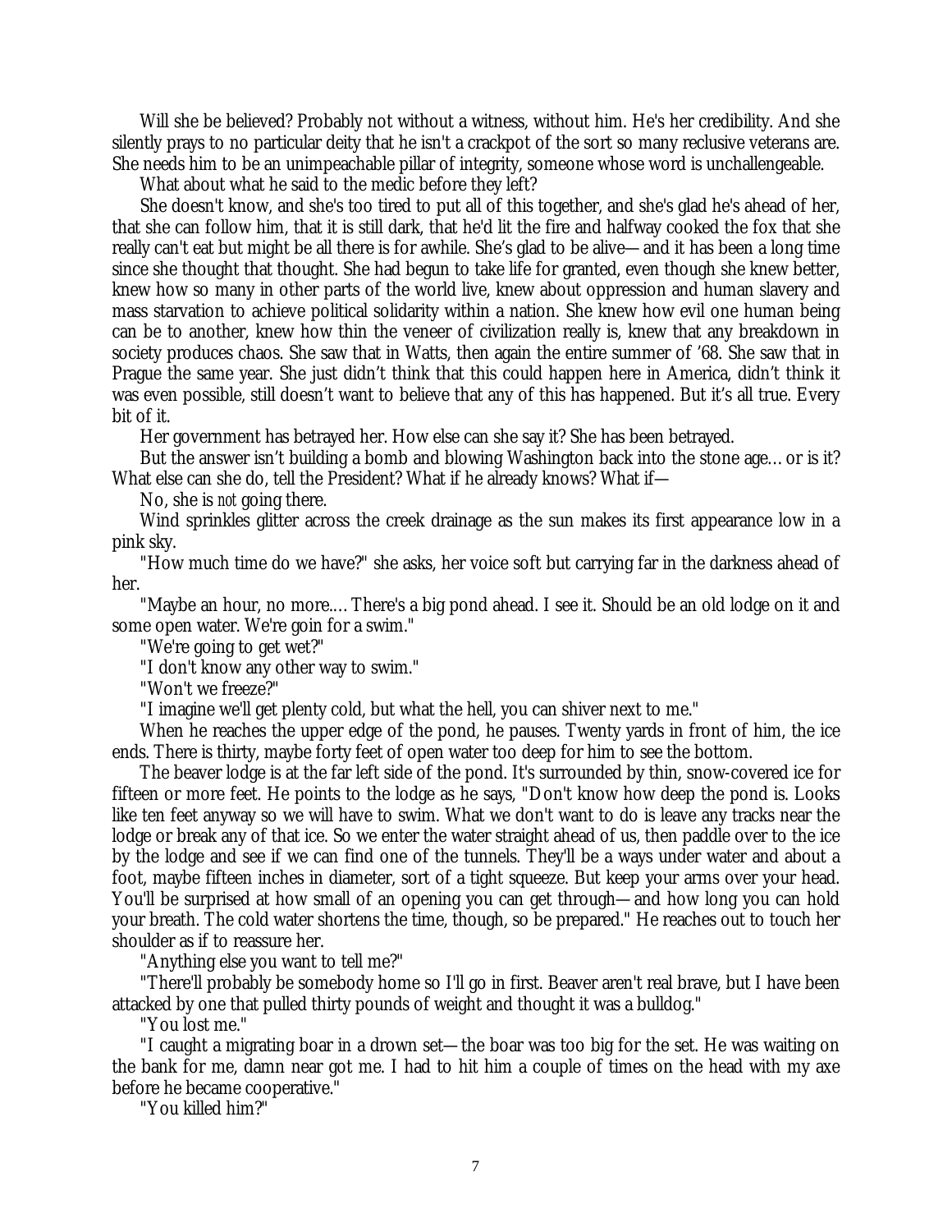Will she be believed? Probably not without a witness, without him. He's her credibility. And she silently prays to no particular deity that he isn't a crackpot of the sort so many reclusive veterans are. She needs him to be an unimpeachable pillar of integrity, someone whose word is unchallengeable.

What about what he said to the medic before they left?

She doesn't know, and she's too tired to put all of this together, and she's glad he's ahead of her, that she can follow him, that it is still dark, that he'd lit the fire and halfway cooked the fox that she really can't eat but might be all there is for awhile. She's glad to be alive—and it has been a long time since she thought that thought. She had begun to take life for granted, even though she knew better, knew how so many in other parts of the world live, knew about oppression and human slavery and mass starvation to achieve political solidarity within a nation. She knew how evil one human being can be to another, knew how thin the veneer of civilization really is, knew that any breakdown in society produces chaos. She saw that in Watts, then again the entire summer of '68. She saw that in Prague the same year. She just didn't think that this could happen here in America, didn't think it was even possible, still doesn't want to believe that any of this has happened. But it's all true. Every bit of it.

Her government has betrayed her. How else can she say it? She has been betrayed.

But the answer isn't building a bomb and blowing Washington back into the stone age… or is it? What else can she do, tell the President? What if he already knows? What if—

No, she is *not* going there.

Wind sprinkles glitter across the creek drainage as the sun makes its first appearance low in a pink sky.

"How much time do we have?" she asks, her voice soft but carrying far in the darkness ahead of her.

"Maybe an hour, no more.… There's a big pond ahead. I see it. Should be an old lodge on it and some open water. We're goin for a swim."

"We're going to get wet?"

"I don't know any other way to swim."

"Won't we freeze?"

"I imagine we'll get plenty cold, but what the hell, you can shiver next to me."

When he reaches the upper edge of the pond, he pauses. Twenty yards in front of him, the ice ends. There is thirty, maybe forty feet of open water too deep for him to see the bottom.

The beaver lodge is at the far left side of the pond. It's surrounded by thin, snow-covered ice for fifteen or more feet. He points to the lodge as he says, "Don't know how deep the pond is. Looks like ten feet anyway so we will have to swim. What we don't want to do is leave any tracks near the lodge or break any of that ice. So we enter the water straight ahead of us, then paddle over to the ice by the lodge and see if we can find one of the tunnels. They'll be a ways under water and about a foot, maybe fifteen inches in diameter, sort of a tight squeeze. But keep your arms over your head. You'll be surprised at how small of an opening you can get through—and how long you can hold your breath. The cold water shortens the time, though, so be prepared." He reaches out to touch her shoulder as if to reassure her.

"Anything else you want to tell me?"

"There'll probably be somebody home so I'll go in first. Beaver aren't real brave, but I have been attacked by one that pulled thirty pounds of weight and thought it was a bulldog."

"You lost me."

"I caught a migrating boar in a drown set—the boar was too big for the set. He was waiting on the bank for me, damn near got me. I had to hit him a couple of times on the head with my axe before he became cooperative."

"You killed him?"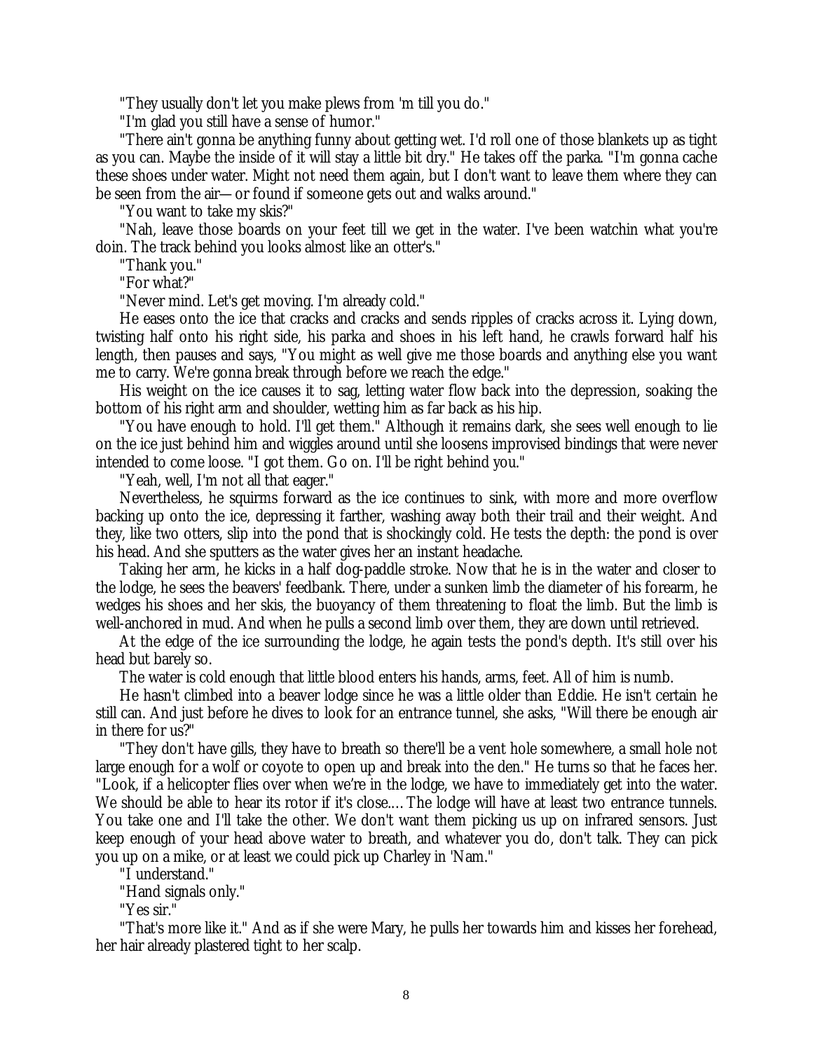"They usually don't let you make plews from 'm till you do."

"I'm glad you still have a sense of humor."

"There ain't gonna be anything funny about getting wet. I'd roll one of those blankets up as tight as you can. Maybe the inside of it will stay a little bit dry." He takes off the parka. "I'm gonna cache these shoes under water. Might not need them again, but I don't want to leave them where they can be seen from the air—or found if someone gets out and walks around."

"You want to take my skis?"

"Nah, leave those boards on your feet till we get in the water. I've been watchin what you're doin. The track behind you looks almost like an otter's."

"Thank you."

"For what?"

"Never mind. Let's get moving. I'm already cold."

He eases onto the ice that cracks and cracks and sends ripples of cracks across it. Lying down, twisting half onto his right side, his parka and shoes in his left hand, he crawls forward half his length, then pauses and says, "You might as well give me those boards and anything else you want me to carry. We're gonna break through before we reach the edge."

His weight on the ice causes it to sag, letting water flow back into the depression, soaking the bottom of his right arm and shoulder, wetting him as far back as his hip.

"You have enough to hold. I'll get them." Although it remains dark, she sees well enough to lie on the ice just behind him and wiggles around until she loosens improvised bindings that were never intended to come loose. "I got them. Go on. I'll be right behind you."

"Yeah, well, I'm not all that eager."

Nevertheless, he squirms forward as the ice continues to sink, with more and more overflow backing up onto the ice, depressing it farther, washing away both their trail and their weight. And they, like two otters, slip into the pond that is shockingly cold. He tests the depth: the pond is over his head. And she sputters as the water gives her an instant headache.

Taking her arm, he kicks in a half dog-paddle stroke. Now that he is in the water and closer to the lodge, he sees the beavers' feedbank. There, under a sunken limb the diameter of his forearm, he wedges his shoes and her skis, the buoyancy of them threatening to float the limb. But the limb is well-anchored in mud. And when he pulls a second limb over them, they are down until retrieved.

At the edge of the ice surrounding the lodge, he again tests the pond's depth. It's still over his head but barely so.

The water is cold enough that little blood enters his hands, arms, feet. All of him is numb.

He hasn't climbed into a beaver lodge since he was a little older than Eddie. He isn't certain he still can. And just before he dives to look for an entrance tunnel, she asks, "Will there be enough air in there for us?"

"They don't have gills, they have to breath so there'll be a vent hole somewhere, a small hole not large enough for a wolf or coyote to open up and break into the den." He turns so that he faces her. "Look, if a helicopter flies over when we're in the lodge, we have to immediately get into the water. We should be able to hear its rotor if it's close.... The lodge will have at least two entrance tunnels. You take one and I'll take the other. We don't want them picking us up on infrared sensors. Just keep enough of your head above water to breath, and whatever you do, don't talk. They can pick you up on a mike, or at least we could pick up Charley in 'Nam."

"I understand."

"Hand signals only."

"Yes sir."

"That's more like it." And as if she were Mary, he pulls her towards him and kisses her forehead, her hair already plastered tight to her scalp.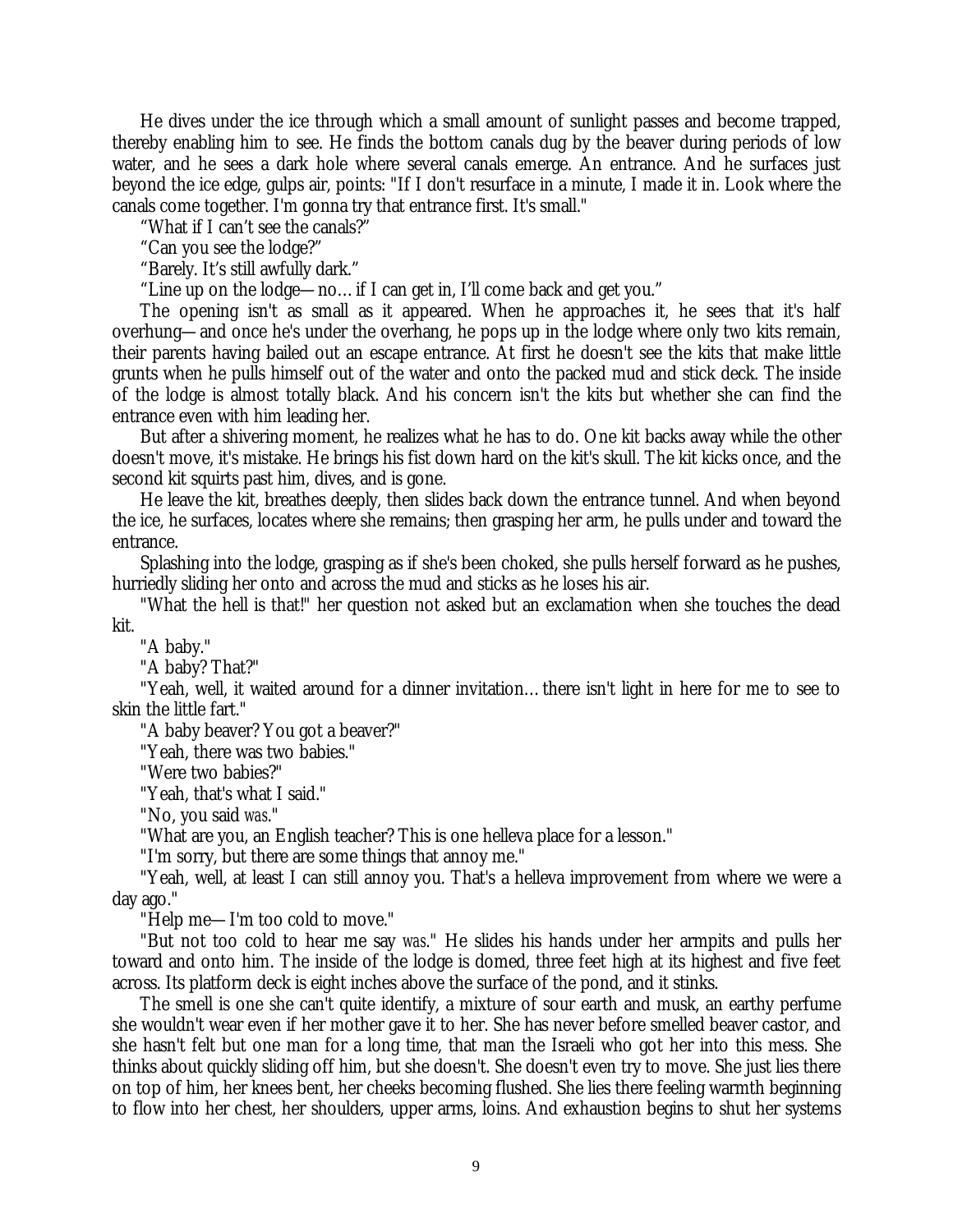He dives under the ice through which a small amount of sunlight passes and become trapped, thereby enabling him to see. He finds the bottom canals dug by the beaver during periods of low water, and he sees a dark hole where several canals emerge. An entrance. And he surfaces just beyond the ice edge, gulps air, points: "If I don't resurface in a minute, I made it in. Look where the canals come together. I'm gonna try that entrance first. It's small."

"What if I can't see the canals?"

"Can you see the lodge?"

"Barely. It's still awfully dark."

"Line up on the lodge—no… if I can get in, I'll come back and get you."

The opening isn't as small as it appeared. When he approaches it, he sees that it's half overhung—and once he's under the overhang, he pops up in the lodge where only two kits remain, their parents having bailed out an escape entrance. At first he doesn't see the kits that make little grunts when he pulls himself out of the water and onto the packed mud and stick deck. The inside of the lodge is almost totally black. And his concern isn't the kits but whether she can find the entrance even with him leading her.

But after a shivering moment, he realizes what he has to do. One kit backs away while the other doesn't move, it's mistake. He brings his fist down hard on the kit's skull. The kit kicks once, and the second kit squirts past him, dives, and is gone.

He leave the kit, breathes deeply, then slides back down the entrance tunnel. And when beyond the ice, he surfaces, locates where she remains; then grasping her arm, he pulls under and toward the entrance.

Splashing into the lodge, grasping as if she's been choked, she pulls herself forward as he pushes, hurriedly sliding her onto and across the mud and sticks as he loses his air.

"What the hell is that!" her question not asked but an exclamation when she touches the dead kit.

"A baby."

"A baby? That?"

"Yeah, well, it waited around for a dinner invitation… there isn't light in here for me to see to skin the little fart."

"A baby beaver? You got a beaver?"

"Yeah, there was two babies."

"Were two babies?"

"Yeah, that's what I said."

"No, you said *was*."

"What are you, an English teacher? This is one helleva place for a lesson."

"I'm sorry, but there are some things that annoy me."

"Yeah, well, at least I can still annoy you. That's a helleva improvement from where we were a day ago."

"Help me—I'm too cold to move."

"But not too cold to hear me say *was*." He slides his hands under her armpits and pulls her toward and onto him. The inside of the lodge is domed, three feet high at its highest and five feet across. Its platform deck is eight inches above the surface of the pond, and it stinks.

The smell is one she can't quite identify, a mixture of sour earth and musk, an earthy perfume she wouldn't wear even if her mother gave it to her. She has never before smelled beaver castor, and she hasn't felt but one man for a long time, that man the Israeli who got her into this mess. She thinks about quickly sliding off him, but she doesn't. She doesn't even try to move. She just lies there on top of him, her knees bent, her cheeks becoming flushed. She lies there feeling warmth beginning to flow into her chest, her shoulders, upper arms, loins. And exhaustion begins to shut her systems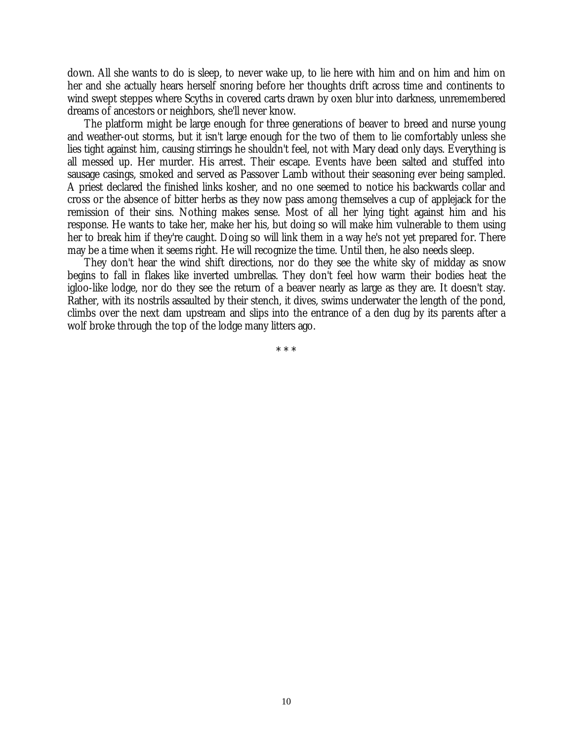down. All she wants to do is sleep, to never wake up, to lie here with him and on him and him on her and she actually hears herself snoring before her thoughts drift across time and continents to wind swept steppes where Scyths in covered carts drawn by oxen blur into darkness, unremembered dreams of ancestors or neighbors, she'll never know.

The platform might be large enough for three generations of beaver to breed and nurse young and weather-out storms, but it isn't large enough for the two of them to lie comfortably unless she lies tight against him, causing stirrings he shouldn't feel, not with Mary dead only days. Everything is all messed up. Her murder. His arrest. Their escape. Events have been salted and stuffed into sausage casings, smoked and served as Passover Lamb without their seasoning ever being sampled. A priest declared the finished links kosher, and no one seemed to notice his backwards collar and cross or the absence of bitter herbs as they now pass among themselves a cup of applejack for the remission of their sins. Nothing makes sense. Most of all her lying tight against him and his response. He wants to take her, make her his, but doing so will make him vulnerable to them using her to break him if they're caught. Doing so will link them in a way he's not yet prepared for. There may be a time when it seems right. He will recognize the time. Until then, he also needs sleep.

They don't hear the wind shift directions, nor do they see the white sky of midday as snow begins to fall in flakes like inverted umbrellas. They don't feel how warm their bodies heat the igloo-like lodge, nor do they see the return of a beaver nearly as large as they are. It doesn't stay. Rather, with its nostrils assaulted by their stench, it dives, swims underwater the length of the pond, climbs over the next dam upstream and slips into the entrance of a den dug by its parents after a wolf broke through the top of the lodge many litters ago.

* * *